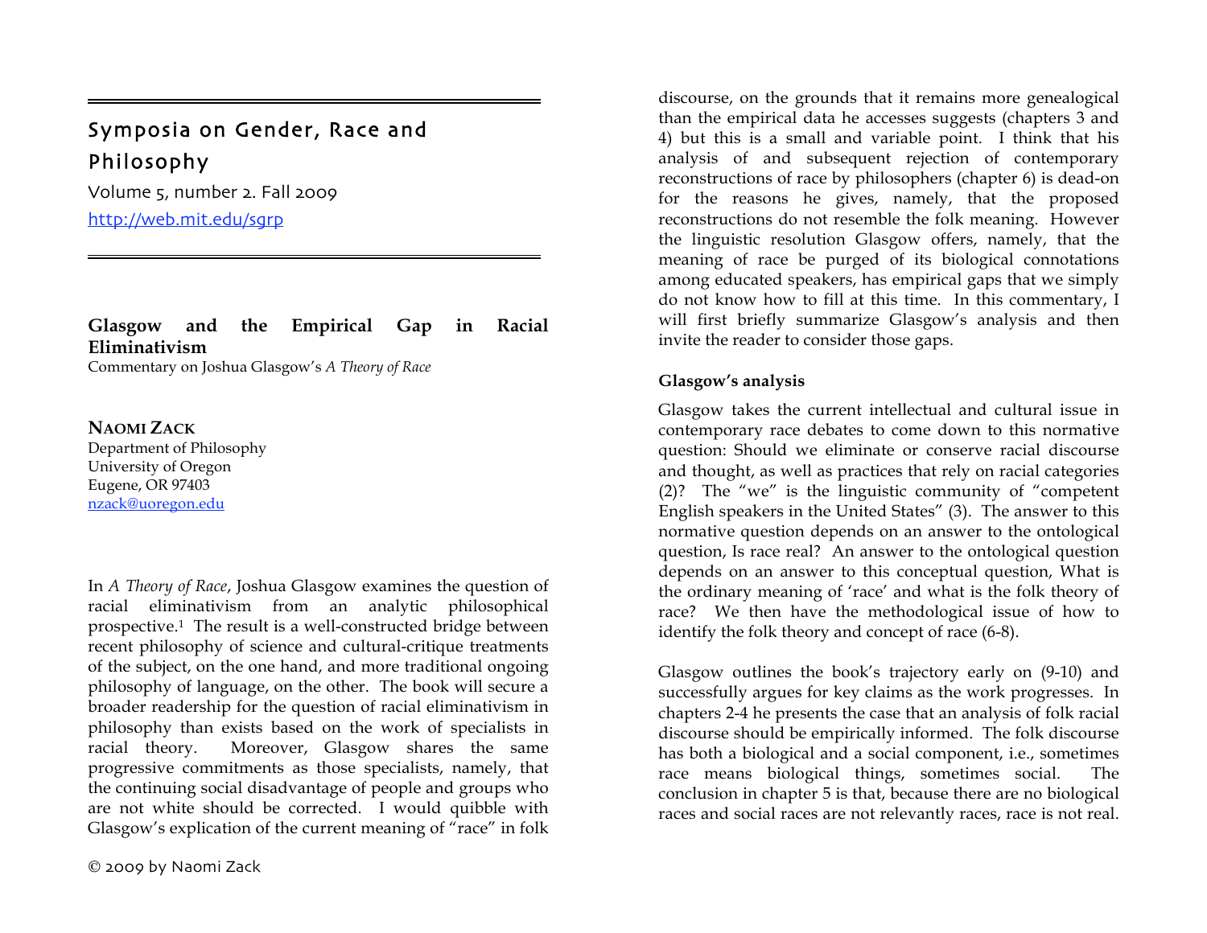Symposia on Gender, Race and Philosophy

Volume 5, number 2. Fall 2009

http://web.mit.edu/sgrp

# Glasgow and the Empirical Gap in Racial Eliminativism

Commentary on Joshua Glasgow's *A Theory of Race*

**NAOMI ZACK**
Department of Philosophy
University of Oregon
Eugene, OR 97403
nzack@uoregon.edu

In *A Theory of Race*, Joshua Glasgow examines the question of racial eliminativism from an analytic philosophical prospective.[1] The result is a well-constructed bridge between recent philosophy of science and cultural-critique treatments of the subject, on the one hand, and more traditional ongoing philosophy of language, on the other. The book will secure a broader readership for the question of racial eliminativism in philosophy than exists based on the work of specialists in racial theory. Moreover, Glasgow shares the same progressive commitments as those specialists, namely, that the continuing social disadvantage of people and groups who are not white should be corrected. I would quibble with Glasgow's explication of the current meaning of "race" in folk discourse, on the grounds that it remains more genealogical than the empirical data he accesses suggests (chapters 3 and 4) but this is a small and variable point. I think that his analysis of and subsequent rejection of contemporary reconstructions of race by philosophers (chapter 6) is dead-on for the reasons he gives, namely, that the proposed reconstructions do not resemble the folk meaning. However the linguistic resolution Glasgow offers, namely, that the meaning of race be purged of its biological connotations among educated speakers, has empirical gaps that we simply do not know how to fill at this time. In this commentary, I will first briefly summarize Glasgow's analysis and then invite the reader to consider those gaps.

## Glasgow's analysis

Glasgow takes the current intellectual and cultural issue in contemporary race debates to come down to this normative question: Should we eliminate or conserve racial discourse and thought, as well as practices that rely on racial categories (2)? The "we" is the linguistic community of "competent English speakers in the United States" (3). The answer to this normative question depends on an answer to the ontological question, Is race real? An answer to the ontological question depends on an answer to this conceptual question, What is the ordinary meaning of 'race' and what is the folk theory of race? We then have the methodological issue of how to identify the folk theory and concept of race (6-8).

Glasgow outlines the book's trajectory early on (9-10) and successfully argues for key claims as the work progresses. In chapters 2-4 he presents the case that an analysis of folk racial discourse should be empirically informed. The folk discourse has both a biological and a social component, i.e., sometimes race means biological things, sometimes social. The conclusion in chapter 5 is that, because there are no biological races and social races are not relevantly races, race is not real.

© 2009 by Naomi Zack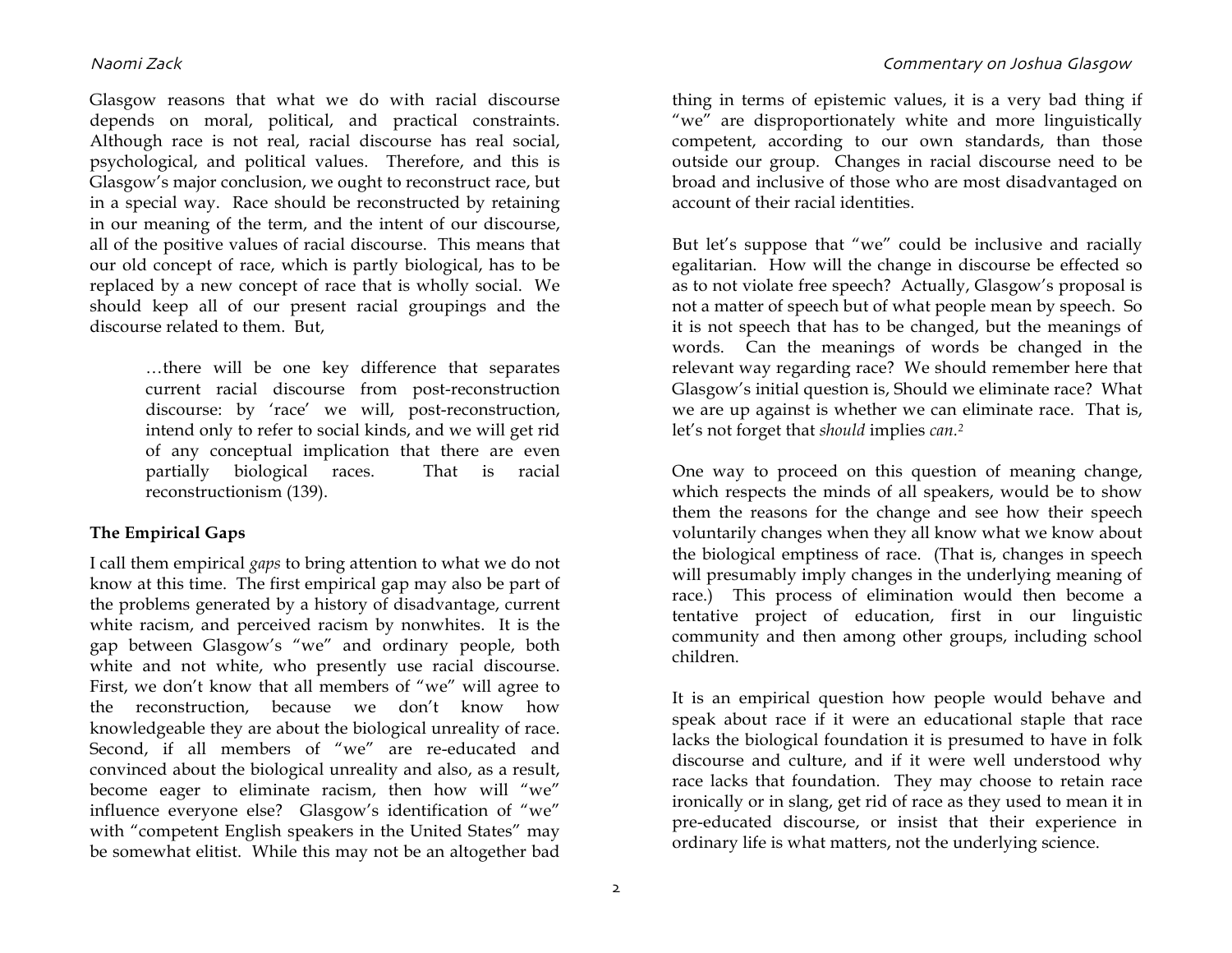Glasgow reasons that what we do with racial discourse depends on moral, political, and practical constraints. Although race is not real, racial discourse has real social, psychological, and political values. Therefore, and this is Glasgow's major conclusion, we ought to reconstruct race, but in a special way. Race should be reconstructed by retaining in our meaning of the term, and the intent of our discourse, all of the positive values of racial discourse. This means that our old concept of race, which is partly biological, has to be replaced by a new concept of race that is wholly social. We should keep all of our present racial groupings and the discourse related to them. But,

> …there will be one key difference that separates current racial discourse from post-reconstruction discourse: by 'race' we will, post-reconstruction, intend only to refer to social kinds, and we will get rid of any conceptual implication that there are even partially biological races. That is racial reconstructionism (139).

**The Empirical Gaps**

I call them empirical *gaps* to bring attention to what we do not know at this time. The first empirical gap may also be part of the problems generated by a history of disadvantage, current white racism, and perceived racism by nonwhites. It is the gap between Glasgow's "we" and ordinary people, both white and not white, who presently use racial discourse. First, we don't know that all members of "we" will agree to the reconstruction, because we don't know how knowledgeable they are about the biological unreality of race. Second, if all members of "we" are re-educated and convinced about the biological unreality and also, as a result, become eager to eliminate racism, then how will "we" influence everyone else? Glasgow's identification of "we" with "competent English speakers in the United States" may be somewhat elitist. While this may not be an altogether bad thing in terms of epistemic values, it is a very bad thing if "we" are disproportionately white and more linguistically competent, according to our own standards, than those outside our group. Changes in racial discourse need to be broad and inclusive of those who are most disadvantaged on account of their racial identities.

But let's suppose that "we" could be inclusive and racially egalitarian. How will the change in discourse be effected so as to not violate free speech? Actually, Glasgow's proposal is not a matter of speech but of what people mean by speech. So it is not speech that has to be changed, but the meanings of words. Can the meanings of words be changed in the relevant way regarding race? We should remember here that Glasgow's initial question is, Should we eliminate race? What we are up against is whether we can eliminate race. That is, let's not forget that *should* implies *can*.[2]

One way to proceed on this question of meaning change, which respects the minds of all speakers, would be to show them the reasons for the change and see how their speech voluntarily changes when they all know what we know about the biological emptiness of race. (That is, changes in speech will presumably imply changes in the underlying meaning of race.) This process of elimination would then become a tentative project of education, first in our linguistic community and then among other groups, including school children.

It is an empirical question how people would behave and speak about race if it were an educational staple that race lacks the biological foundation it is presumed to have in folk discourse and culture, and if it were well understood why race lacks that foundation. They may choose to retain race ironically or in slang, get rid of race as they used to mean it in pre-educated discourse, or insist that their experience in ordinary life is what matters, not the underlying science.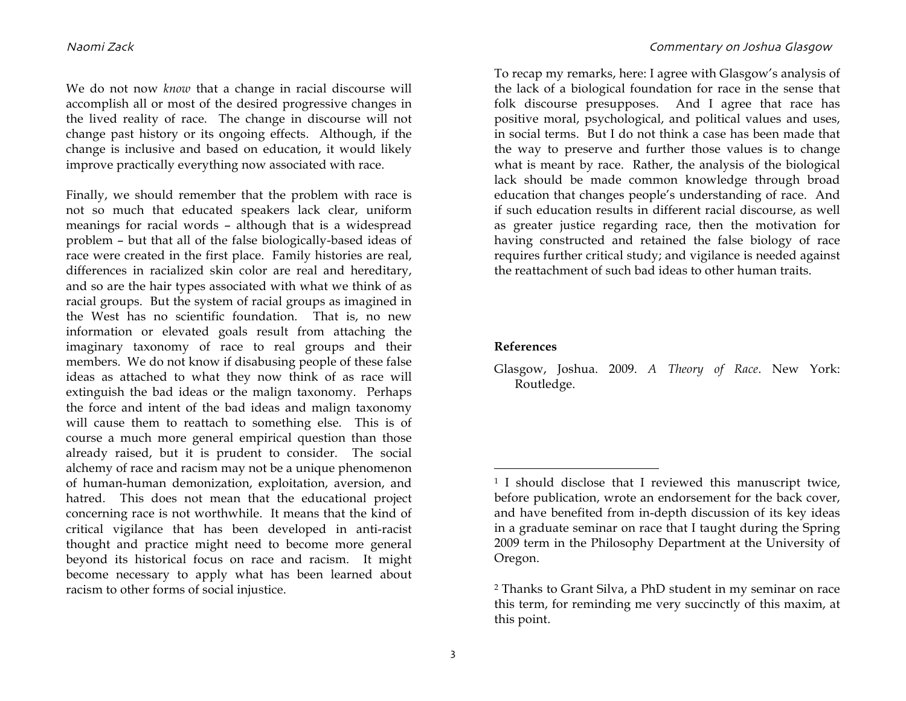We do not now *know* that a change in racial discourse will accomplish all or most of the desired progressive changes in the lived reality of race. The change in discourse will not change past history or its ongoing effects. Although, if the change is inclusive and based on education, it would likely improve practically everything now associated with race.

Finally, we should remember that the problem with race is not so much that educated speakers lack clear, uniform meanings for racial words – although that is a widespread problem – but that all of the false biologically-based ideas of race were created in the first place. Family histories are real, differences in racialized skin color are real and hereditary, and so are the hair types associated with what we think of as racial groups. But the system of racial groups as imagined in the West has no scientific foundation. That is, no new information or elevated goals result from attaching the imaginary taxonomy of race to real groups and their members. We do not know if disabusing people of these false ideas as attached to what they now think of as race will extinguish the bad ideas or the malign taxonomy. Perhaps the force and intent of the bad ideas and malign taxonomy will cause them to reattach to something else. This is of course a much more general empirical question than those already raised, but it is prudent to consider. The social alchemy of race and racism may not be a unique phenomenon of human-human demonization, exploitation, aversion, and hatred. This does not mean that the educational project concerning race is not worthwhile. It means that the kind of critical vigilance that has been developed in anti-racist thought and practice might need to become more general beyond its historical focus on race and racism. It might become necessary to apply what has been learned about racism to other forms of social injustice.

To recap my remarks, here: I agree with Glasgow's analysis of the lack of a biological foundation for race in the sense that folk discourse presupposes. And I agree that race has positive moral, psychological, and political values and uses, in social terms. But I do not think a case has been made that the way to preserve and further those values is to change what is meant by race. Rather, the analysis of the biological lack should be made common knowledge through broad education that changes people's understanding of race. And if such education results in different racial discourse, as well as greater justice regarding race, then the motivation for having constructed and retained the false biology of race requires further critical study; and vigilance is needed against the reattachment of such bad ideas to other human traits.

**References**

Glasgow, Joshua. 2009. *A Theory of Race*. New York: Routledge.

---

[1] I should disclose that I reviewed this manuscript twice, before publication, wrote an endorsement for the back cover, and have benefited from in-depth discussion of its key ideas in a graduate seminar on race that I taught during the Spring 2009 term in the Philosophy Department at the University of Oregon.

[2] Thanks to Grant Silva, a PhD student in my seminar on race this term, for reminding me very succinctly of this maxim, at this point.